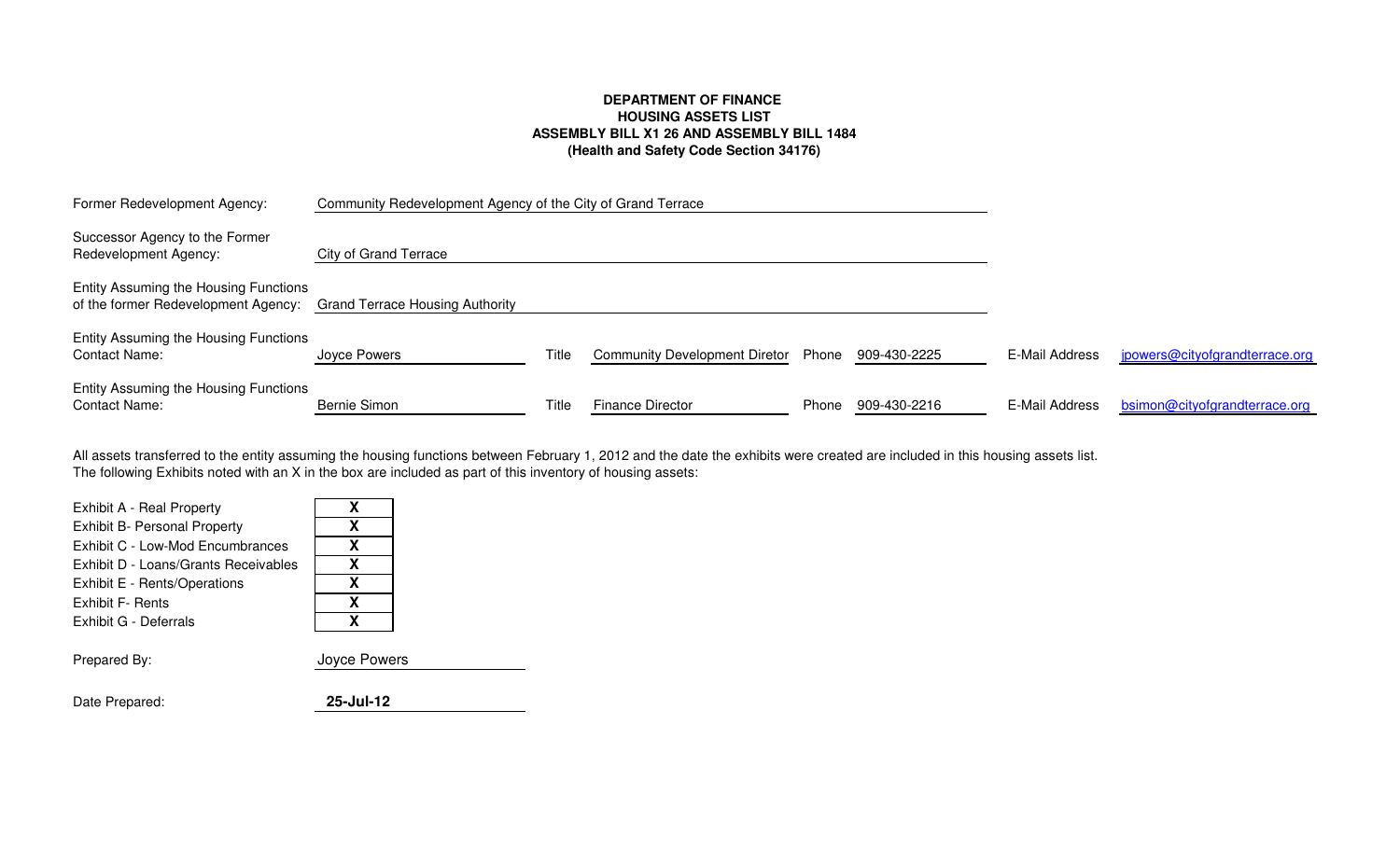**DEPARTMENT OF FINANCE**
**HOUSING ASSETS LIST**
**ASSEMBLY BILL X1 26 AND ASSEMBLY BILL 1484**
**(Health and Safety Code Section 34176)**

| | | | | | | | |
|---|---|---|---|---|---|---|---|
| Former Redevelopment Agency: | Community Redevelopment Agency of the City of Grand Terrace | | | | | | |
| Successor Agency to the Former Redevelopment Agency: | City of Grand Terrace | | | | | | |
| Entity Assuming the Housing Functions of the former Redevelopment Agency: | Grand Terrace Housing Authority | | | | | | |
| Entity Assuming the Housing Functions Contact Name: | Joyce Powers | Title | Community Development Diretor | Phone | 909-430-2225 | E-Mail Address | jpowers@cityofgrandterrace.org |
| Entity Assuming the Housing Functions Contact Name: | Bernie Simon | Title | Finance Director | Phone | 909-430-2216 | E-Mail Address | bsimon@cityofgrandterrace.org |

All assets transferred to the entity assuming the housing functions between February 1, 2012 and the date the exhibits were created are included in this housing assets list.
The following Exhibits noted with an X in the box are included as part of this inventory of housing assets:

| | |
|---|---|
| Exhibit A - Real Property | **X** |
| Exhibit B- Personal Property | **X** |
| Exhibit C - Low-Mod Encumbrances | **X** |
| Exhibit D - Loans/Grants Receivables | **X** |
| Exhibit E - Rents/Operations | **X** |
| Exhibit F- Rents | **X** |
| Exhibit G - Deferrals | **X** |

Prepared By: Joyce Powers

Date Prepared: **25-Jul-12**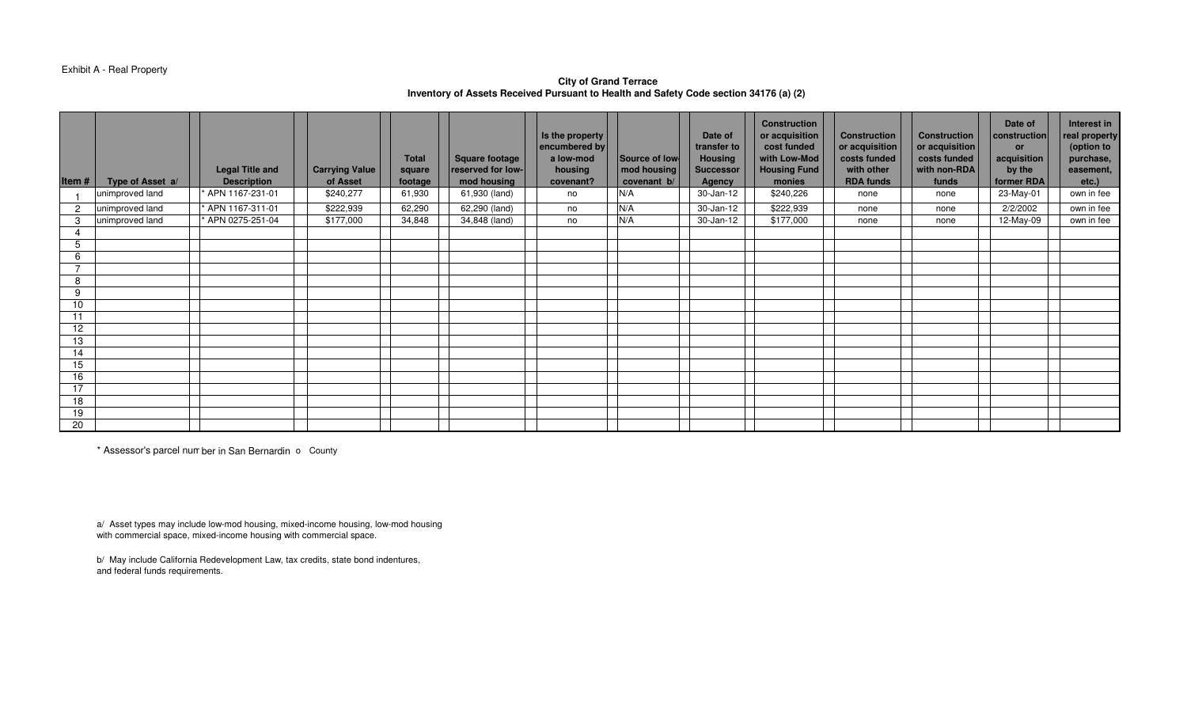Exhibit A - Real Property

**City of Grand Terrace**
**Inventory of Assets Received Pursuant to Health and Safety Code section 34176 (a) (2)**

| Item # | Type of Asset a/ | Legal Title and Description | Carrying Value of Asset | Total square footage | Square footage reserved for low-mod housing | Is the property encumbered by a low-mod housing covenant? | Source of low-mod housing covenant b/ | Date of transfer to Housing Successor Agency | Construction or acquisition cost funded with Low-Mod Housing Fund monies | Construction or acquisition costs funded with other RDA funds | Construction or acquisition costs funded with non-RDA funds | Date of construction or acquisition by the former RDA | Interest in real property (option to purchase, easement, etc.) |
|---|---|---|---|---|---|---|---|---|---|---|---|---|---|
| 1 | unimproved land | * APN 1167-231-01 | $240,277 | 61,930 | 61,930 (land) | no | N/A | 30-Jan-12 | $240,226 | none | none | 23-May-01 | own in fee |
| 2 | unimproved land | * APN 1167-311-01 | $222,939 | 62,290 | 62,290 (land) | no | N/A | 30-Jan-12 | $222,939 | none | none | 2/2/2002 | own in fee |
| 3 | unimproved land | * APN 0275-251-04 | $177,000 | 34,848 | 34,848 (land) | no | N/A | 30-Jan-12 | $177,000 | none | none | 12-May-09 | own in fee |
| 4 | | | | | | | | | | | | | |
| 5 | | | | | | | | | | | | | |
| 6 | | | | | | | | | | | | | |
| 7 | | | | | | | | | | | | | |
| 8 | | | | | | | | | | | | | |
| 9 | | | | | | | | | | | | | |
| 10 | | | | | | | | | | | | | |
| 11 | | | | | | | | | | | | | |
| 12 | | | | | | | | | | | | | |
| 13 | | | | | | | | | | | | | |
| 14 | | | | | | | | | | | | | |
| 15 | | | | | | | | | | | | | |
| 16 | | | | | | | | | | | | | |
| 17 | | | | | | | | | | | | | |
| 18 | | | | | | | | | | | | | |
| 19 | | | | | | | | | | | | | |
| 20 | | | | | | | | | | | | | |

* Assessor's parcel number in San Bernardino County

a/ Asset types may include low-mod housing, mixed-income housing, low-mod housing with commercial space, mixed-income housing with commercial space.

b/ May include California Redevelopment Law, tax credits, state bond indentures, and federal funds requirements.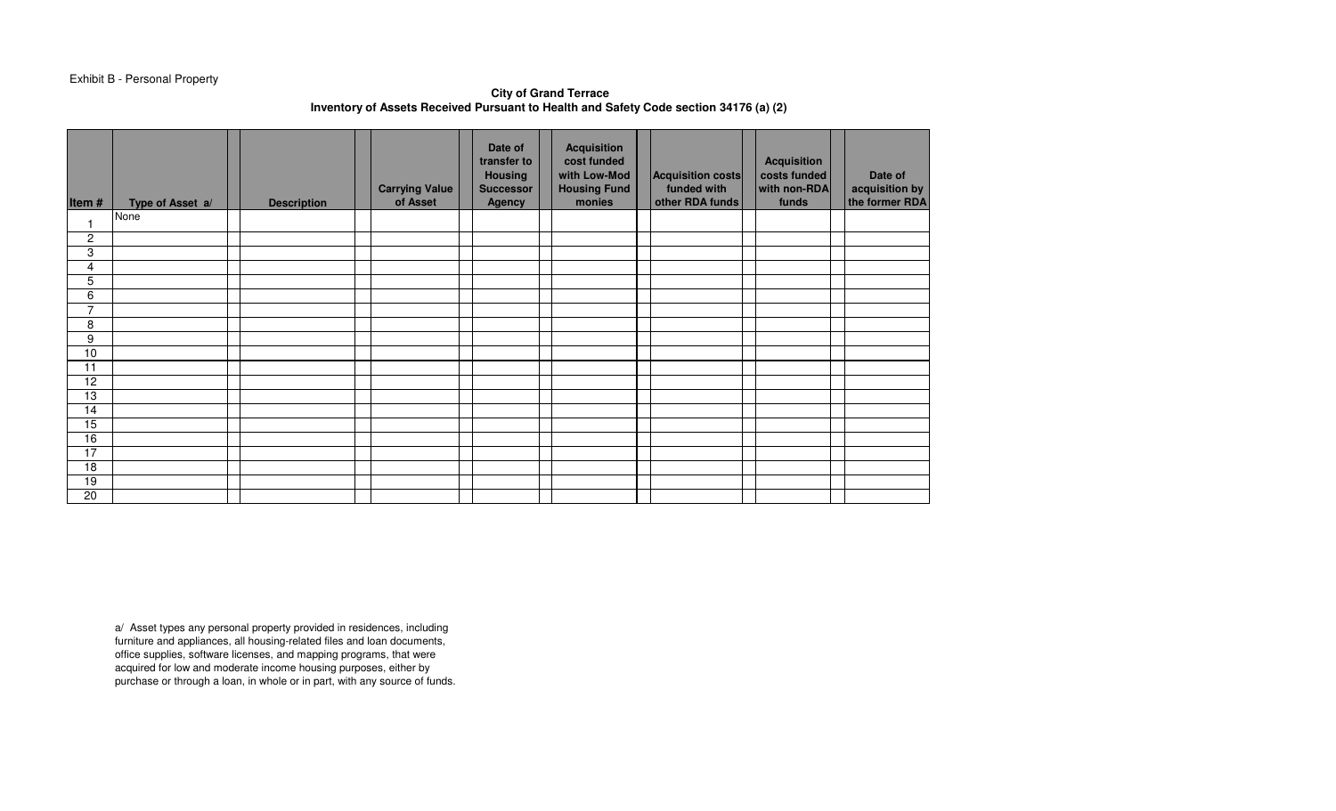Exhibit B - Personal Property

**City of Grand Terrace**
**Inventory of Assets Received Pursuant to Health and Safety Code section 34176 (a) (2)**

| Item # | Type of Asset a/ | Description | Carrying Value of Asset | Date of transfer to Housing Successor Agency | Acquisition cost funded with Low-Mod Housing Fund monies | Acquisition costs funded with other RDA funds | Acquisition costs funded with non-RDA funds | Date of acquisition by the former RDA |
|---|---|---|---|---|---|---|---|---|
| 1 | None | | | | | | | |
| 2 | | | | | | | | |
| 3 | | | | | | | | |
| 4 | | | | | | | | |
| 5 | | | | | | | | |
| 6 | | | | | | | | |
| 7 | | | | | | | | |
| 8 | | | | | | | | |
| 9 | | | | | | | | |
| 10 | | | | | | | | |
| 11 | | | | | | | | |
| 12 | | | | | | | | |
| 13 | | | | | | | | |
| 14 | | | | | | | | |
| 15 | | | | | | | | |
| 16 | | | | | | | | |
| 17 | | | | | | | | |
| 18 | | | | | | | | |
| 19 | | | | | | | | |
| 20 | | | | | | | | |

a/ Asset types any personal property provided in residences, including furniture and appliances, all housing-related files and loan documents, office supplies, software licenses, and mapping programs, that were acquired for low and moderate income housing purposes, either by purchase or through a loan, in whole or in part, with any source of funds.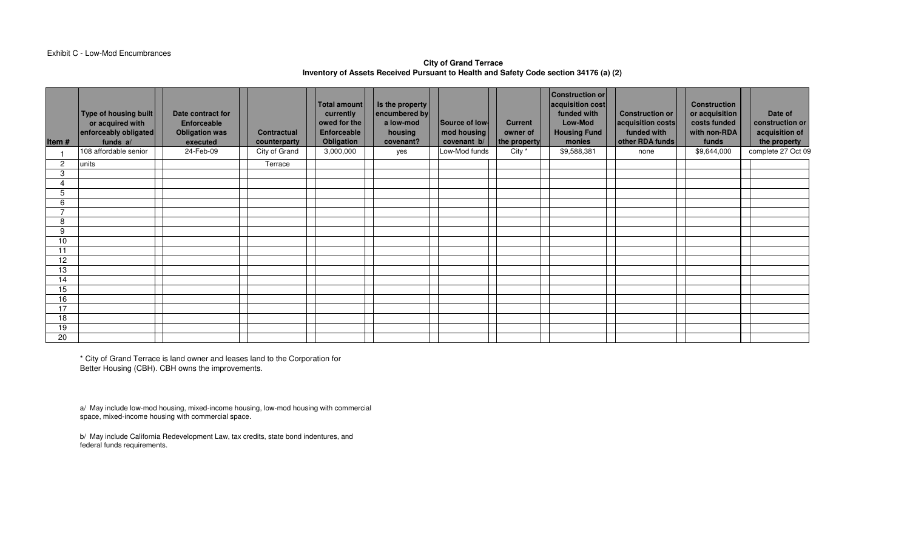Exhibit C - Low-Mod Encumbrances

**City of Grand Terrace**
**Inventory of Assets Received Pursuant to Health and Safety Code section 34176 (a) (2)**

| Item # | Type of housing built or acquired with enforceably obligated funds a/ | Date contract for Enforceable Obligation was executed | Contractual counterparty | Total amount currently owed for the Enforceable Obligation | Is the property encumbered by a low-mod housing covenant? | Source of low-mod housing covenant b/ | Current owner of the property | Construction or acquisition cost funded with Low-Mod Housing Fund monies | Construction or acquisition costs funded with other RDA funds | Construction or acquisition costs funded with non-RDA funds | Date of construction or acquisition of the property |
|---|---|---|---|---|---|---|---|---|---|---|---|
| 1 | 108 affordable senior | 24-Feb-09 | City of Grand | 3,000,000 | yes | Low-Mod funds | City * | $9,588,381 | none | $9,644,000 | complete 27 Oct 09 |
| 2 | units | | Terrace | | | | | | | | |
| 3 | | | | | | | | | | | |
| 4 | | | | | | | | | | | |
| 5 | | | | | | | | | | | |
| 6 | | | | | | | | | | | |
| 7 | | | | | | | | | | | |
| 8 | | | | | | | | | | | |
| 9 | | | | | | | | | | | |
| 10 | | | | | | | | | | | |
| 11 | | | | | | | | | | | |
| 12 | | | | | | | | | | | |
| 13 | | | | | | | | | | | |
| 14 | | | | | | | | | | | |
| 15 | | | | | | | | | | | |
| 16 | | | | | | | | | | | |
| 17 | | | | | | | | | | | |
| 18 | | | | | | | | | | | |
| 19 | | | | | | | | | | | |
| 20 | | | | | | | | | | | |

* City of Grand Terrace is land owner and leases land to the Corporation for Better Housing (CBH). CBH owns the improvements.

a/ May include low-mod housing, mixed-income housing, low-mod housing with commercial space, mixed-income housing with commercial space.

b/ May include California Redevelopment Law, tax credits, state bond indentures, and federal funds requirements.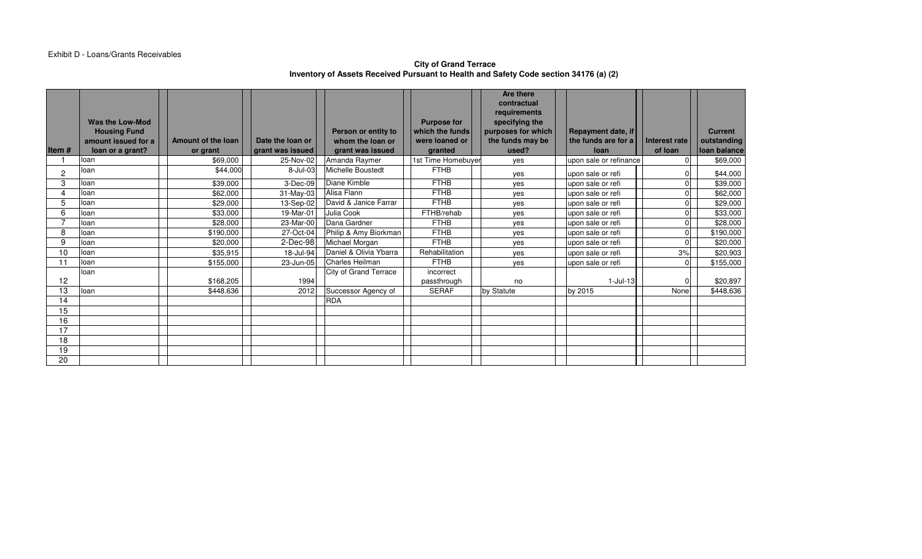Exhibit D - Loans/Grants Receivables

**City of Grand Terrace**
**Inventory of Assets Received Pursuant to Health and Safety Code section 34176 (a) (2)**

| Item # | Was the Low-Mod Housing Fund amount issued for a loan or a grant? | Amount of the loan or grant | Date the loan or grant was issued | Person or entity to whom the loan or grant was issued | Purpose for which the funds were loaned or granted | Are there contractual requirements specifying the purposes for which the funds may be used? | Repayment date, if the funds are for a loan | Interest rate of loan | Current outstanding loan balance |
|---|---|---|---|---|---|---|---|---|---|
| 1 | loan | $69,000 | 25-Nov-02 | Amanda Raymer | 1st Time Homebuyer | yes | upon sale or refinance | 0 | $69,000 |
| 2 | loan | $44,000 | 8-Jul-03 | Michelle Boustedt | FTHB | yes | upon sale or refi | 0 | $44,000 |
| 3 | loan | $39,000 | 3-Dec-09 | Diane Kimble | FTHB | yes | upon sale or refi | 0 | $39,000 |
| 4 | loan | $62,000 | 31-May-03 | Alisa Flann | FTHB | yes | upon sale or refi | 0 | $62,000 |
| 5 | loan | $29,000 | 13-Sep-02 | David & Janice Farrar | FTHB | yes | upon sale or refi | 0 | $29,000 |
| 6 | loan | $33,000 | 19-Mar-01 | Julia Cook | FTHB/rehab | yes | upon sale or refi | 0 | $33,000 |
| 7 | loan | $28,000 | 23-Mar-00 | Dana Gardner | FTHB | yes | upon sale or refi | 0 | $28,000 |
| 8 | loan | $190,000 | 27-Oct-04 | Philip & Amy Biorkman | FTHB | yes | upon sale or refi | 0 | $190,000 |
| 9 | loan | $20,000 | 2-Dec-98 | Michael Morgan | FTHB | yes | upon sale or refi | 0 | $20,000 |
| 10 | loan | $35,915 | 18-Jul-94 | Daniel & Olivia Ybarra | Rehabilitation | yes | upon sale or refi | 3% | $20,903 |
| 11 | loan | $155,000 | 23-Jun-05 | Charles Heilman | FTHB | yes | upon sale or refi | 0 | $155,000 |
| 12 | loan | $168,205 | 1994 | City of Grand Terrace | incorrect passthrough | no | 1-Jul-13 | 0 | $20,897 |
| 13 | loan | $448,636 | 2012 | Successor Agency of | SERAF | by Statute | by 2015 | None | $448,636 |
| 14 | | | | RDA | | | | | |
| 15 | | | | | | | | | |
| 16 | | | | | | | | | |
| 17 | | | | | | | | | |
| 18 | | | | | | | | | |
| 19 | | | | | | | | | |
| 20 | | | | | | | | | |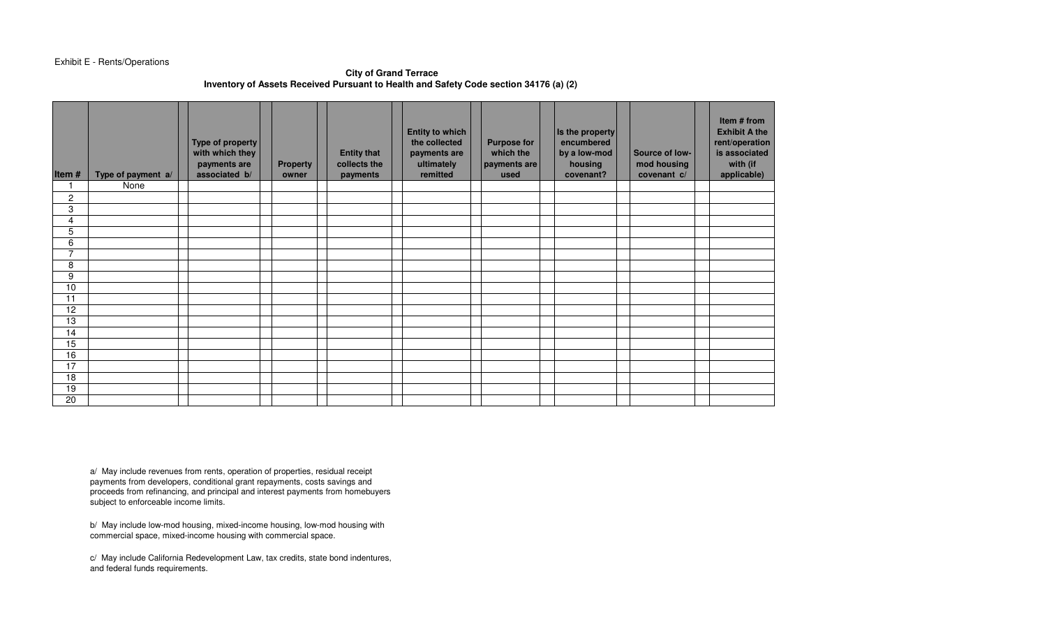Exhibit E - Rents/Operations

**City of Grand Terrace**
**Inventory of Assets Received Pursuant to Health and Safety Code section 34176 (a) (2)**

| Item # | Type of payment a/ | Type of property with which they payments are associated b/ | Property owner | Entity that collects the payments | Entity to which the collected payments are ultimately remitted | Purpose for which the payments are used | Is the property encumbered by a low-mod housing covenant? | Source of low-mod housing covenant c/ | Item # from Exhibit A the rent/operation is associated with (if applicable) |
|---|---|---|---|---|---|---|---|---|---|
| 1 | None | | | | | | | | |
| 2 | | | | | | | | | |
| 3 | | | | | | | | | |
| 4 | | | | | | | | | |
| 5 | | | | | | | | | |
| 6 | | | | | | | | | |
| 7 | | | | | | | | | |
| 8 | | | | | | | | | |
| 9 | | | | | | | | | |
| 10 | | | | | | | | | |
| 11 | | | | | | | | | |
| 12 | | | | | | | | | |
| 13 | | | | | | | | | |
| 14 | | | | | | | | | |
| 15 | | | | | | | | | |
| 16 | | | | | | | | | |
| 17 | | | | | | | | | |
| 18 | | | | | | | | | |
| 19 | | | | | | | | | |
| 20 | | | | | | | | | |

a/ May include revenues from rents, operation of properties, residual receipt payments from developers, conditional grant repayments, costs savings and proceeds from refinancing, and principal and interest payments from homebuyers subject to enforceable income limits.

b/ May include low-mod housing, mixed-income housing, low-mod housing with commercial space, mixed-income housing with commercial space.

c/ May include California Redevelopment Law, tax credits, state bond indentures, and federal funds requirements.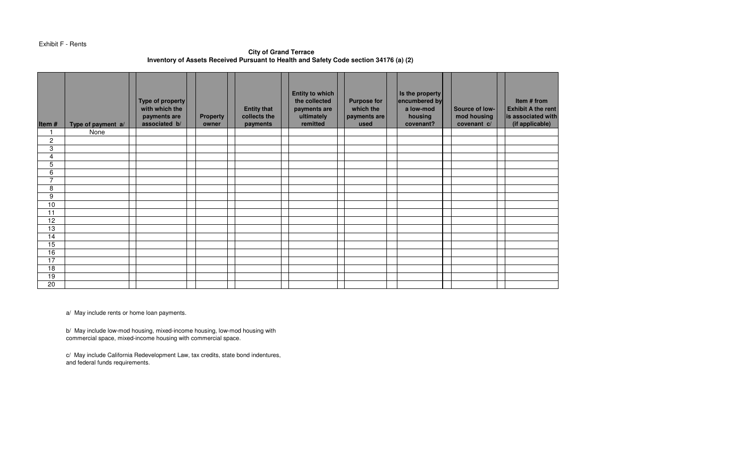Exhibit F - Rents

**City of Grand Terrace**
**Inventory of Assets Received Pursuant to Health and Safety Code section 34176 (a) (2)**

| Item # | Type of payment a/ | Type of property with which the payments are associated b/ | Property owner | Entity that collects the payments | Entity to which the collected payments are ultimately remitted | Purpose for which the payments are used | Is the property encumbered by a low-mod housing covenant? | Source of low-mod housing covenant c/ | Item # from Exhibit A the rent is associated with (if applicable) |
|---|---|---|---|---|---|---|---|---|---|
| 1 | None | | | | | | | | |
| 2 | | | | | | | | | |
| 3 | | | | | | | | | |
| 4 | | | | | | | | | |
| 5 | | | | | | | | | |
| 6 | | | | | | | | | |
| 7 | | | | | | | | | |
| 8 | | | | | | | | | |
| 9 | | | | | | | | | |
| 10 | | | | | | | | | |
| 11 | | | | | | | | | |
| 12 | | | | | | | | | |
| 13 | | | | | | | | | |
| 14 | | | | | | | | | |
| 15 | | | | | | | | | |
| 16 | | | | | | | | | |
| 17 | | | | | | | | | |
| 18 | | | | | | | | | |
| 19 | | | | | | | | | |
| 20 | | | | | | | | | |

a/ May include rents or home loan payments.

b/ May include low-mod housing, mixed-income housing, low-mod housing with commercial space, mixed-income housing with commercial space.

c/ May include California Redevelopment Law, tax credits, state bond indentures, and federal funds requirements.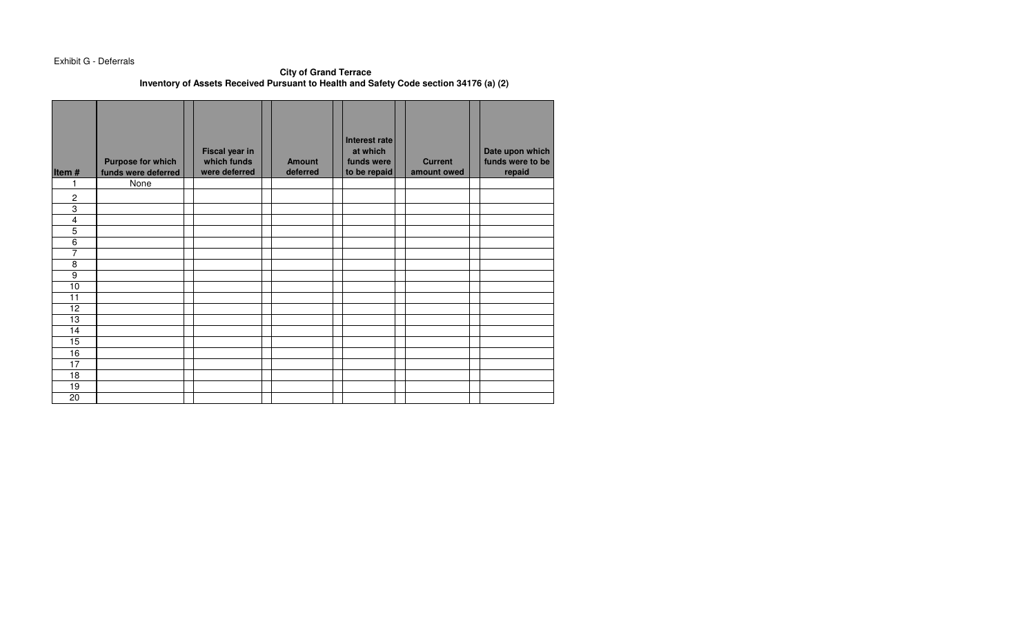Exhibit G - Deferrals

**City of Grand Terrace**
**Inventory of Assets Received Pursuant to Health and Safety Code section 34176 (a) (2)**

| Item # | Purpose for which funds were deferred | Fiscal year in which funds were deferred | Amount deferred | Interest rate at which funds were to be repaid | Current amount owed | Date upon which funds were to be repaid |
|---|---|---|---|---|---|---|
| 1 | None | | | | | |
| 2 | | | | | | |
| 3 | | | | | | |
| 4 | | | | | | |
| 5 | | | | | | |
| 6 | | | | | | |
| 7 | | | | | | |
| 8 | | | | | | |
| 9 | | | | | | |
| 10 | | | | | | |
| 11 | | | | | | |
| 12 | | | | | | |
| 13 | | | | | | |
| 14 | | | | | | |
| 15 | | | | | | |
| 16 | | | | | | |
| 17 | | | | | | |
| 18 | | | | | | |
| 19 | | | | | | |
| 20 | | | | | | |